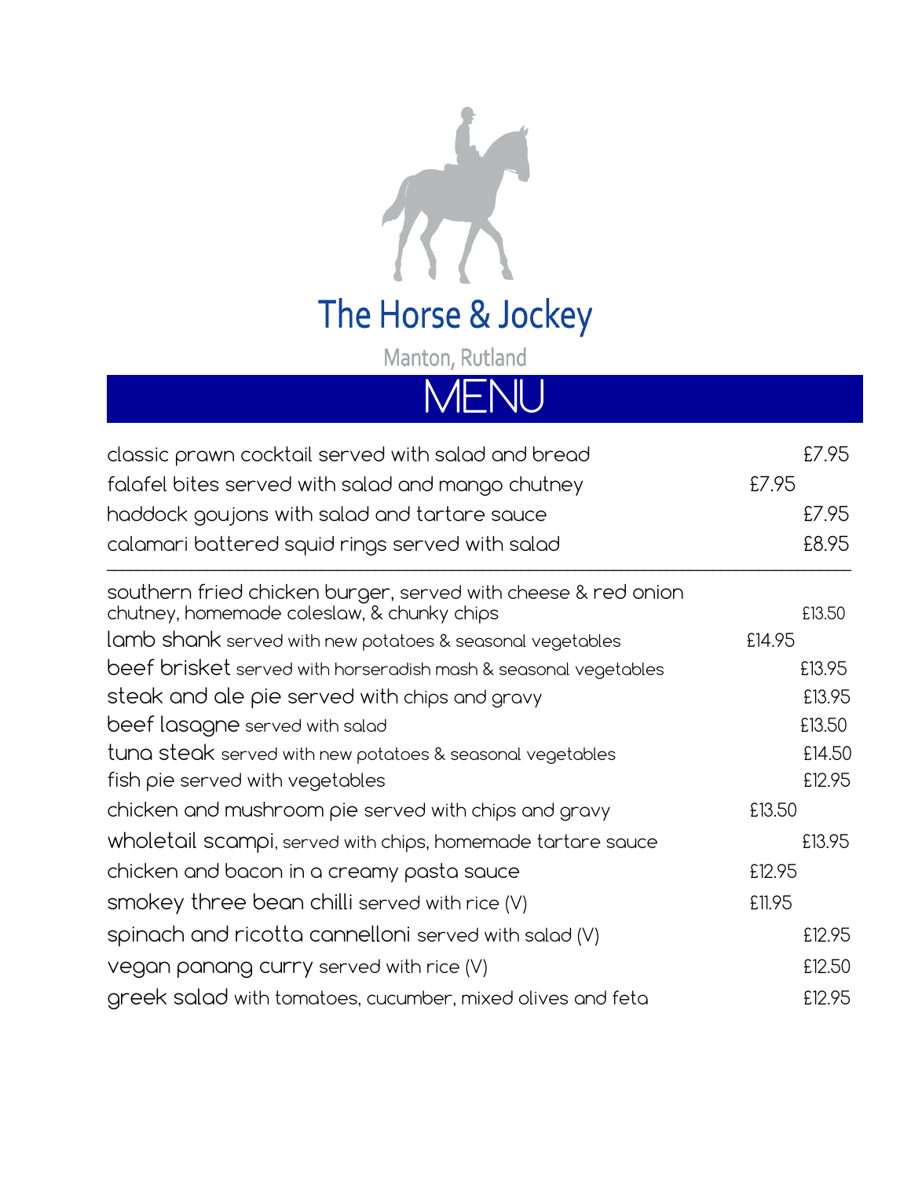# The Horse & Jockey

Manton, Rutland

## MENU

| | |
|---|---|
| classic prawn cocktail served with salad and bread | £7.95 |
| falafel bites served with salad and mango chutney | £7.95 |
| haddock goujons with salad and tartare sauce | £7.95 |
| calamari battered squid rings served with salad | £8.95 |

---

| | |
|---|---|
| southern fried chicken burger, served with cheese & red onion chutney, homemade coleslaw, & chunky chips | £13.50 |
| lamb shank served with new potatoes & seasonal vegetables | £14.95 |
| beef brisket served with horseradish mash & seasonal vegetables | £13.95 |
| steak and ale pie served with chips and gravy | £13.95 |
| beef lasagne served with salad | £13.50 |
| tuna steak served with new potatoes & seasonal vegetables | £14.50 |
| fish pie served with vegetables | £12.95 |
| chicken and mushroom pie served with chips and gravy | £13.50 |
| wholetail scampi, served with chips, homemade tartare sauce | £13.95 |
| chicken and bacon in a creamy pasta sauce | £12.95 |
| smokey three bean chilli served with rice (V) | £11.95 |
| spinach and ricotta cannelloni served with salad (V) | £12.95 |
| vegan panang curry served with rice (V) | £12.50 |
| greek salad with tomatoes, cucumber, mixed olives and feta | £12.95 |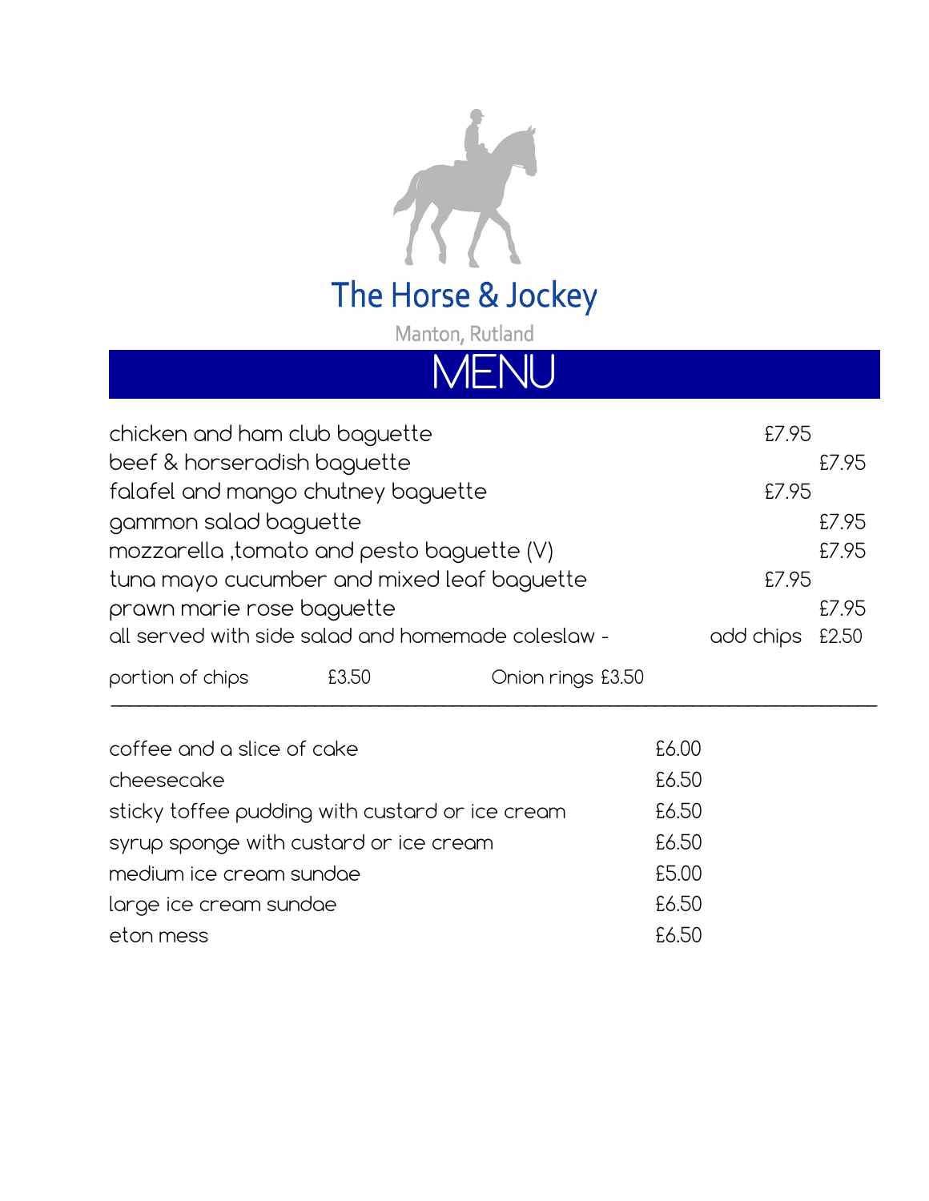# The Horse & Jockey

Manton, Rutland

## MENU

| | |
|---|---|
| chicken and ham club baguette | £7.95 |
| beef & horseradish baguette | £7.95 |
| falafel and mango chutney baguette | £7.95 |
| gammon salad baguette | £7.95 |
| mozzarella ,tomato and pesto baguette (V) | £7.95 |
| tuna mayo cucumber and mixed leaf baguette | £7.95 |
| prawn marie rose baguette | £7.95 |
| all served with side salad and homemade coleslaw - add chips | £2.50 |

portion of chips £3.50 Onion rings £3.50

---

| | |
|---|---|
| coffee and a slice of cake | £6.00 |
| cheesecake | £6.50 |
| sticky toffee pudding with custard or ice cream | £6.50 |
| syrup sponge with custard or ice cream | £6.50 |
| medium ice cream sundae | £5.00 |
| large ice cream sundae | £6.50 |
| eton mess | £6.50 |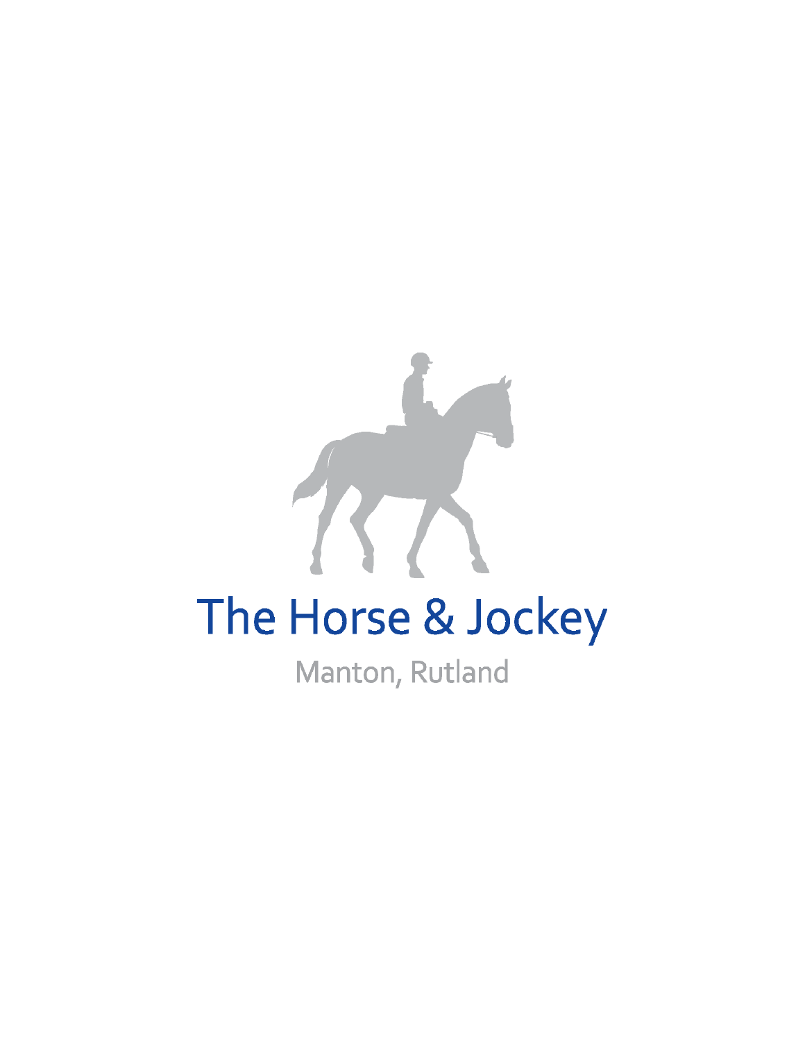# The Horse & Jockey

Manton, Rutland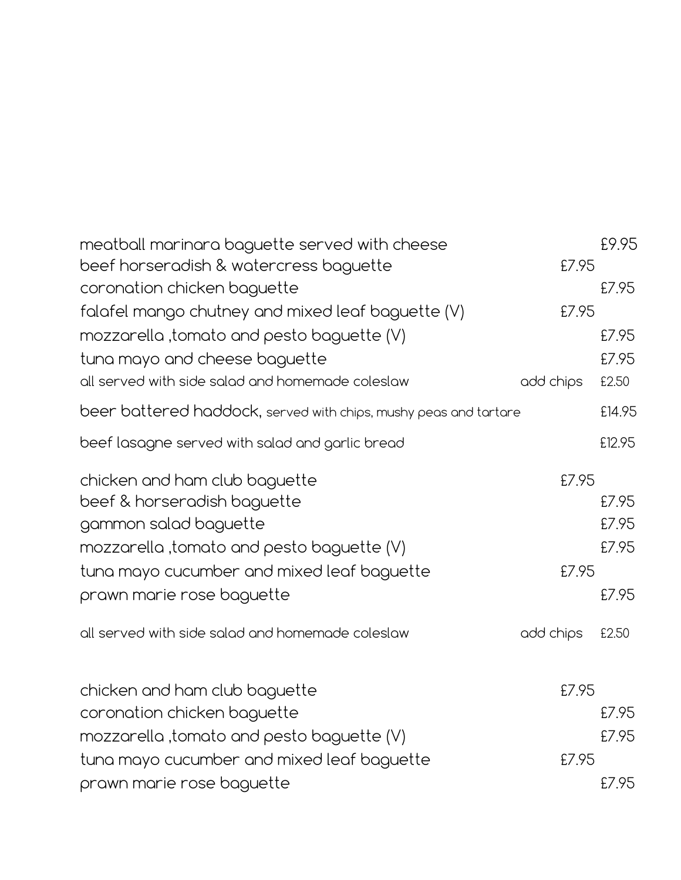meatball marinara baguette served with cheese £9.95
beef horseradish & watercress baguette £7.95
coronation chicken baguette £7.95
falafel mango chutney and mixed leaf baguette (V) £7.95
mozzarella ,tomato and pesto baguette (V) £7.95
tuna mayo and cheese baguette £7.95
all served with side salad and homemade coleslaw add chips £2.50

beer battered haddock, served with chips, mushy peas and tartare £14.95

beef lasagne served with salad and garlic bread £12.95

chicken and ham club baguette £7.95
beef & horseradish baguette £7.95
gammon salad baguette £7.95
mozzarella ,tomato and pesto baguette (V) £7.95
tuna mayo cucumber and mixed leaf baguette £7.95
prawn marie rose baguette £7.95

all served with side salad and homemade coleslaw add chips £2.50

chicken and ham club baguette £7.95
coronation chicken baguette £7.95
mozzarella ,tomato and pesto baguette (V) £7.95
tuna mayo cucumber and mixed leaf baguette £7.95
prawn marie rose baguette £7.95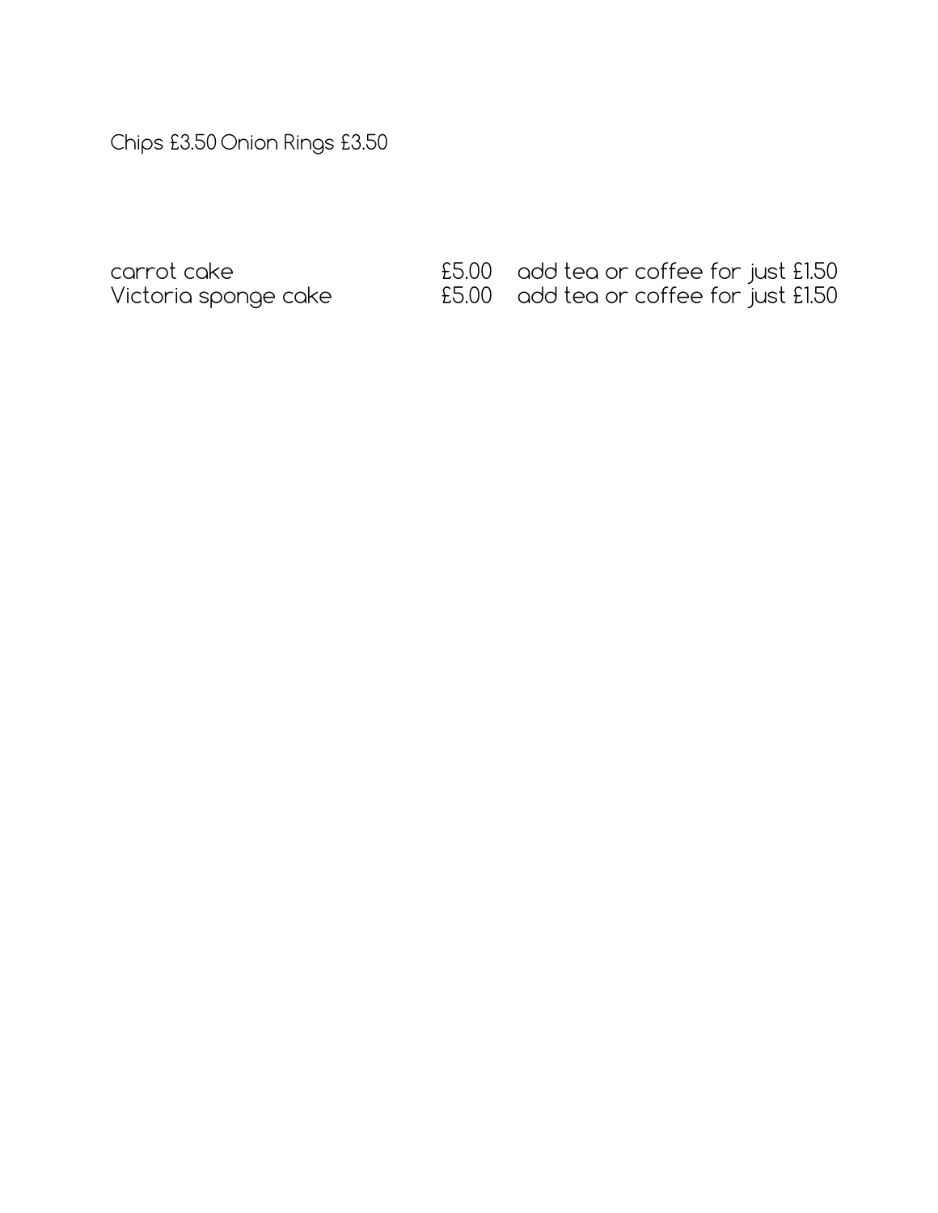Chips £3.50 Onion Rings £3.50

| | | |
|---|---|---|
| carrot cake | £5.00 | add tea or coffee for just £1.50 |
| Victoria sponge cake | £5.00 | add tea or coffee for just £1.50 |